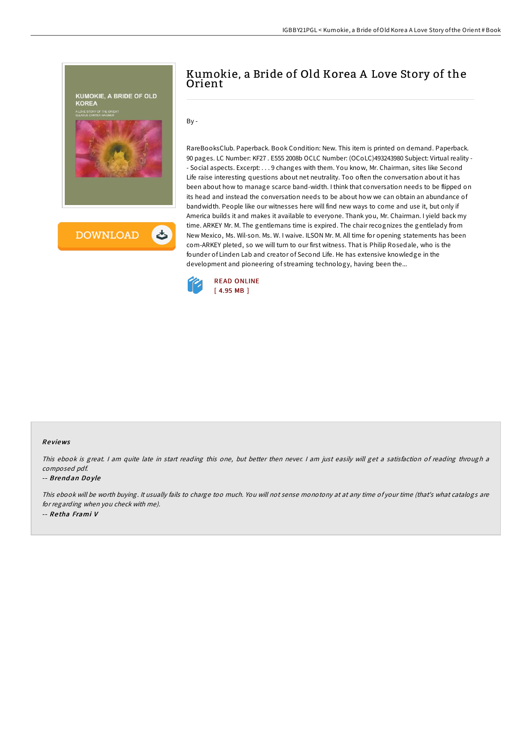# Kumokie, a Bride of Old Korea A Love Story of the Orient

By -

RareBooksClub. Paperback. Book Condition: New. This item is printed on demand. Paperback. 90 pages. LC Number: KF27 . E555 2008b OCLC Number: (OCoLC)493243980 Subject: Virtual reality -- Social aspects. Excerpt: . . . 9 changes with them. You know, Mr. Chairman, sites like Second Life raise interesting questions about net neutrality. Too often the conversation about it has been about how to manage scarce band-width. I think that conversation needs to be flipped on its head and instead the conversation needs to be about how we can obtain an abundance of bandwidth. People like our witnesses here will find new ways to come and use it, but only if America builds it and makes it available to everyone. Thank you, Mr. Chairman. I yield back my time. ARKEY Mr. M. The gentlemans time is expired. The chair recognizes the gentlelady from New Mexico, Ms. Wil-son. Ms. W. I waive. ILSON Mr. M. All time for opening statements has been com-ARKEY pleted, so we will turn to our first witness. That is Philip Rosedale, who is the founder of Linden Lab and creator of Second Life. He has extensive knowledge in the development and pioneering of streaming technology, having been the...

READ ONLINE
[ 4.95 MB ]

## Reviews

*This ebook is great. I am quite late in start reading this one, but better then never. I am just easily will get a satisfaction of reading through a composed pdf.*

-- ***Brendan Doyle***

*This ebook will be worth buying. It usually fails to charge too much. You will not sense monotony at at any time of your time (that's what catalogs are for regarding when you check with me).*

-- ***Retha Frami V***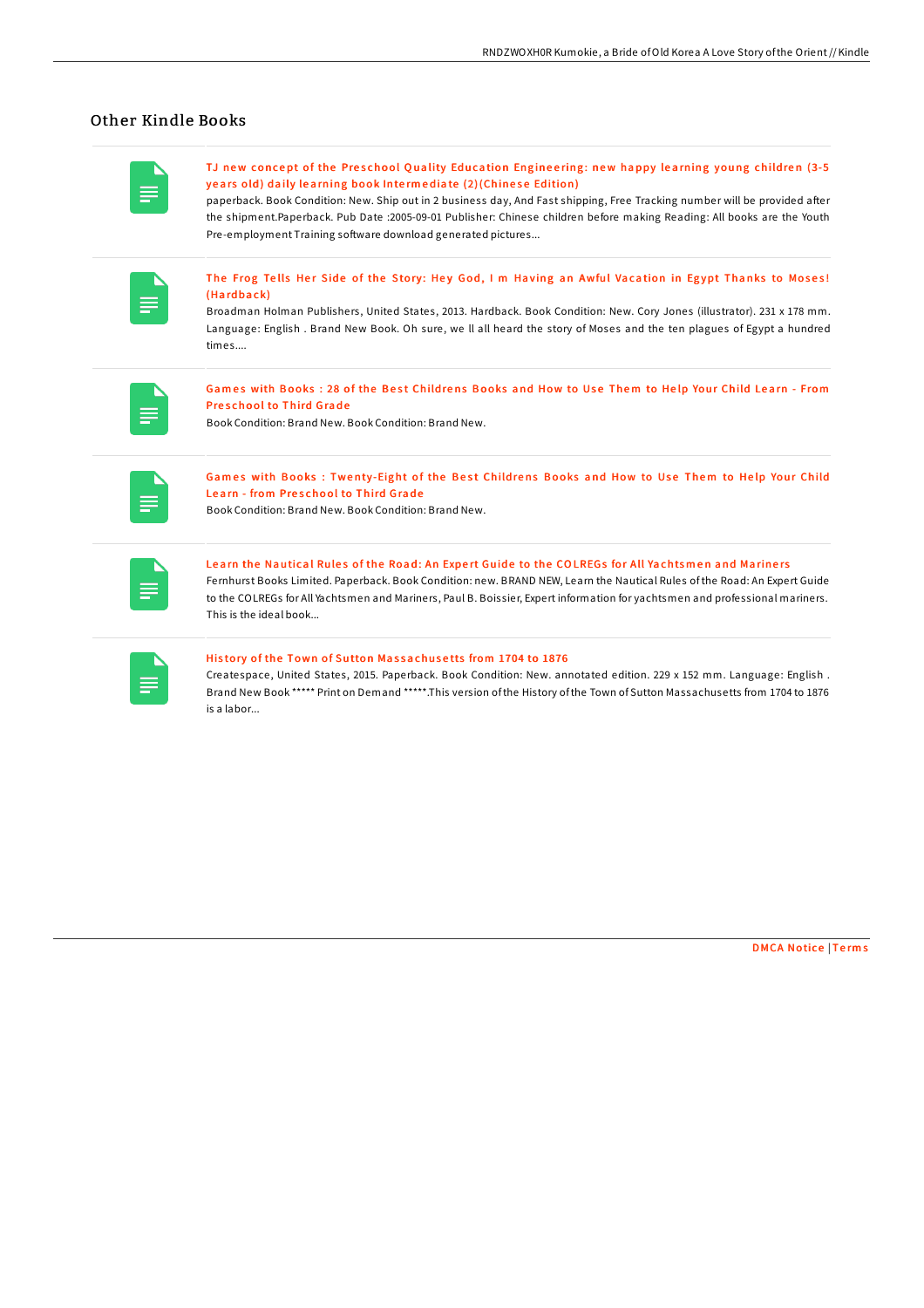## Other Kindle Books

**TJ new concept of the Preschool Quality Education Engineering: new happy learning young children (3-5 years old) daily learning book Intermediate (2)(Chinese Edition)**

paperback. Book Condition: New. Ship out in 2 business day, And Fast shipping, Free Tracking number will be provided after the shipment.Paperback. Pub Date :2005-09-01 Publisher: Chinese children before making Reading: All books are the Youth Pre-employment Training software download generated pictures...

**The Frog Tells Her Side of the Story: Hey God, I m Having an Awful Vacation in Egypt Thanks to Moses! (Hardback)**

Broadman Holman Publishers, United States, 2013. Hardback. Book Condition: New. Cory Jones (illustrator). 231 x 178 mm. Language: English . Brand New Book. Oh sure, we ll all heard the story of Moses and the ten plagues of Egypt a hundred times....

**Games with Books : 28 of the Best Childrens Books and How to Use Them to Help Your Child Learn - From Preschool to Third Grade**

Book Condition: Brand New. Book Condition: Brand New.

**Games with Books : Twenty-Eight of the Best Childrens Books and How to Use Them to Help Your Child Learn - from Preschool to Third Grade**

Book Condition: Brand New. Book Condition: Brand New.

**Learn the Nautical Rules of the Road: An Expert Guide to the COLREGs for All Yachtsmen and Mariners**

Fernhurst Books Limited. Paperback. Book Condition: new. BRAND NEW, Learn the Nautical Rules of the Road: An Expert Guide to the COLREGs for All Yachtsmen and Mariners, Paul B. Boissier, Expert information for yachtsmen and professional mariners. This is the ideal book...

**History of the Town of Sutton Massachusetts from 1704 to 1876**

Createspace, United States, 2015. Paperback. Book Condition: New. annotated edition. 229 x 152 mm. Language: English . Brand New Book ***** Print on Demand *****.This version of the History of the Town of Sutton Massachusetts from 1704 to 1876 is a labor...